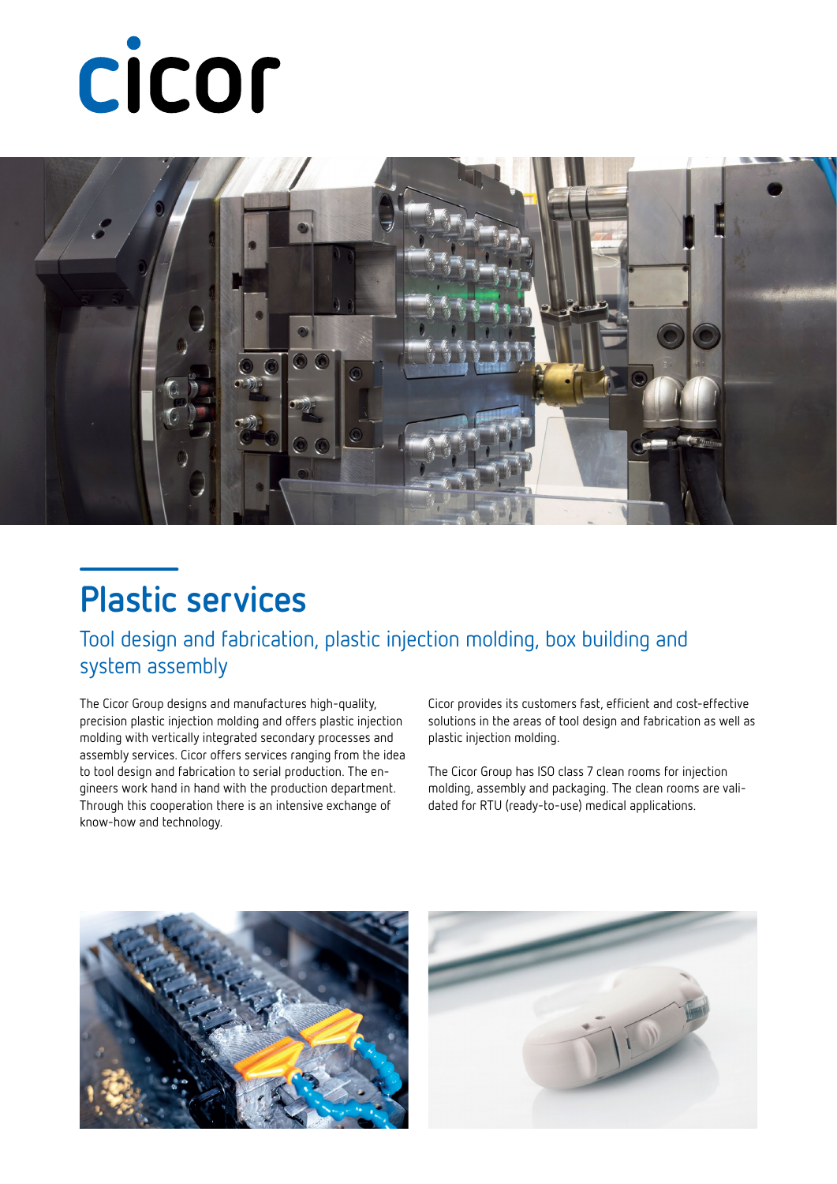cicor

# Plastic services

## Tool design and fabrication, plastic injection molding, box building and system assembly

The Cicor Group designs and manufactures high-quality, precision plastic injection molding and offers plastic injection molding with vertically integrated secondary processes and assembly services. Cicor offers services ranging from the idea to tool design and fabrication to serial production. The engineers work hand in hand with the production department. Through this cooperation there is an intensive exchange of know-how and technology.

Cicor provides its customers fast, efficient and cost-effective solutions in the areas of tool design and fabrication as well as plastic injection molding.

The Cicor Group has ISO class 7 clean rooms for injection molding, assembly and packaging. The clean rooms are validated for RTU (ready-to-use) medical applications.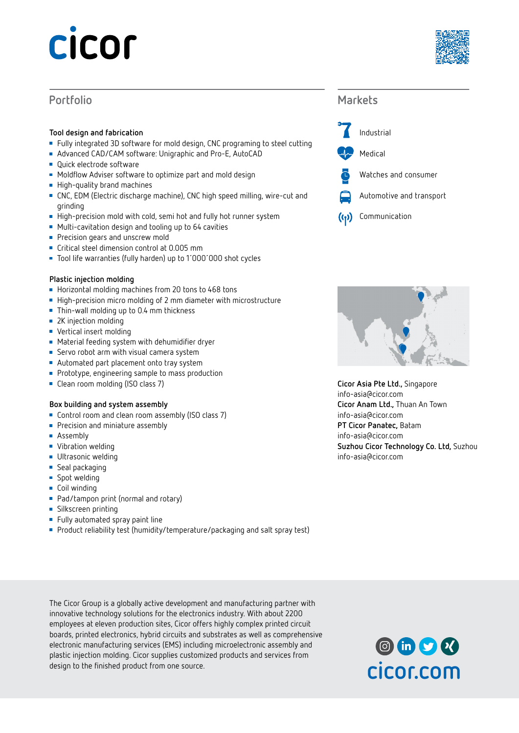cicor

## Portfolio

### Tool design and fabrication

- Fully integrated 3D software for mold design, CNC programing to steel cutting
- Advanced CAD/CAM software: Unigraphic and Pro-E, AutoCAD
- Quick electrode software
- Moldflow Adviser software to optimize part and mold design
- High-quality brand machines
- CNC, EDM (Electric discharge machine), CNC high speed milling, wire-cut and grinding
- High-precision mold with cold, semi hot and fully hot runner system
- Multi-cavitation design and tooling up to 64 cavities
- Precision gears and unscrew mold
- Critical steel dimension control at 0.005 mm
- Tool life warranties (fully harden) up to 1´000´000 shot cycles

### Plastic injection molding

- Horizontal molding machines from 20 tons to 468 tons
- High-precision micro molding of 2 mm diameter with microstructure
- Thin-wall molding up to 0.4 mm thickness
- 2K injection molding
- Vertical insert molding
- Material feeding system with dehumidifier dryer
- Servo robot arm with visual camera system
- Automated part placement onto tray system
- Prototype, engineering sample to mass production
- Clean room molding (ISO class 7)

### Box building and system assembly

- Control room and clean room assembly (ISO class 7)
- Precision and miniature assembly
- Assembly
- Vibration welding
- Ultrasonic welding
- Seal packaging
- Spot welding
- Coil winding
- Pad/tampon print (normal and rotary)
- Silkscreen printing
- Fully automated spray paint line
- Product reliability test (humidity/temperature/packaging and salt spray test)

## Markets

- Industrial
- Medical
- Watches and consumer
- Automotive and transport
- Communication

**Cicor Asia Pte Ltd.,** Singapore
info-asia@cicor.com
**Cicor Anam Ltd.,** Thuan An Town
info-asia@cicor.com
**PT Cicor Panatec,** Batam
info-asia@cicor.com
**Suzhou Cicor Technology Co. Ltd,** Suzhou
info-asia@cicor.com

The Cicor Group is a globally active development and manufacturing partner with innovative technology solutions for the electronics industry. With about 2200 employees at eleven production sites, Cicor offers highly complex printed circuit boards, printed electronics, hybrid circuits and substrates as well as comprehensive electronic manufacturing services (EMS) including microelectronic assembly and plastic injection molding. Cicor supplies customized products and services from design to the finished product from one source.

cicor.com